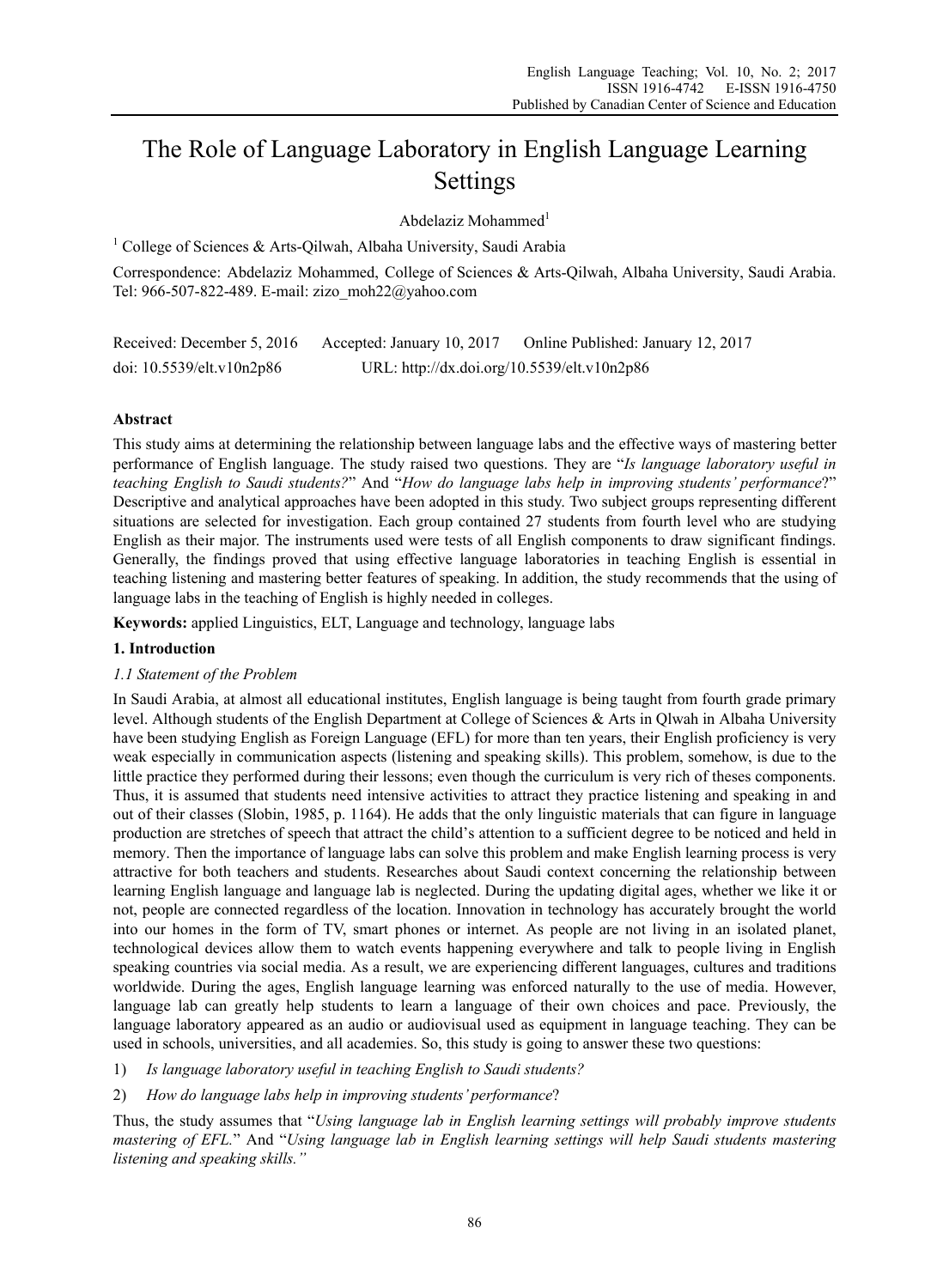# The Role of Language Laboratory in English Language Learning Settings

Abdelaziz Mohammed[1]

[1] College of Sciences & Arts-Qilwah, Albaha University, Saudi Arabia

Correspondence: Abdelaziz Mohammed, College of Sciences & Arts-Qilwah, Albaha University, Saudi Arabia. Tel: 966-507-822-489. E-mail: zizo_moh22@yahoo.com

Received: December 5, 2016    Accepted: January 10, 2017    Online Published: January 12, 2017

doi: 10.5539/elt.v10n2p86    URL: http://dx.doi.org/10.5539/elt.v10n2p86

## Abstract

This study aims at determining the relationship between language labs and the effective ways of mastering better performance of English language. The study raised two questions. They are "*Is language laboratory useful in teaching English to Saudi students?*" And "*How do language labs help in improving students' performance*?" Descriptive and analytical approaches have been adopted in this study. Two subject groups representing different situations are selected for investigation. Each group contained 27 students from fourth level who are studying English as their major. The instruments used were tests of all English components to draw significant findings. Generally, the findings proved that using effective language laboratories in teaching English is essential in teaching listening and mastering better features of speaking. In addition, the study recommends that the using of language labs in the teaching of English is highly needed in colleges.

**Keywords:** applied Linguistics, ELT, Language and technology, language labs

## 1. Introduction

### *1.1 Statement of the Problem*

In Saudi Arabia, at almost all educational institutes, English language is being taught from fourth grade primary level. Although students of the English Department at College of Sciences & Arts in Qlwah in Albaha University have been studying English as Foreign Language (EFL) for more than ten years, their English proficiency is very weak especially in communication aspects (listening and speaking skills). This problem, somehow, is due to the little practice they performed during their lessons; even though the curriculum is very rich of theses components. Thus, it is assumed that students need intensive activities to attract they practice listening and speaking in and out of their classes (Slobin, 1985, p. 1164). He adds that the only linguistic materials that can figure in language production are stretches of speech that attract the child's attention to a sufficient degree to be noticed and held in memory. Then the importance of language labs can solve this problem and make English learning process is very attractive for both teachers and students. Researches about Saudi context concerning the relationship between learning English language and language lab is neglected. During the updating digital ages, whether we like it or not, people are connected regardless of the location. Innovation in technology has accurately brought the world into our homes in the form of TV, smart phones or internet. As people are not living in an isolated planet, technological devices allow them to watch events happening everywhere and talk to people living in English speaking countries via social media. As a result, we are experiencing different languages, cultures and traditions worldwide. During the ages, English language learning was enforced naturally to the use of media. However, language lab can greatly help students to learn a language of their own choices and pace. Previously, the language laboratory appeared as an audio or audiovisual used as equipment in language teaching. They can be used in schools, universities, and all academies. So, this study is going to answer these two questions:

1) *Is language laboratory useful in teaching English to Saudi students?*

2) *How do language labs help in improving students' performance*?

Thus, the study assumes that "*Using language lab in English learning settings will probably improve students mastering of EFL.*" And "*Using language lab in English learning settings will help Saudi students mastering listening and speaking skills.*"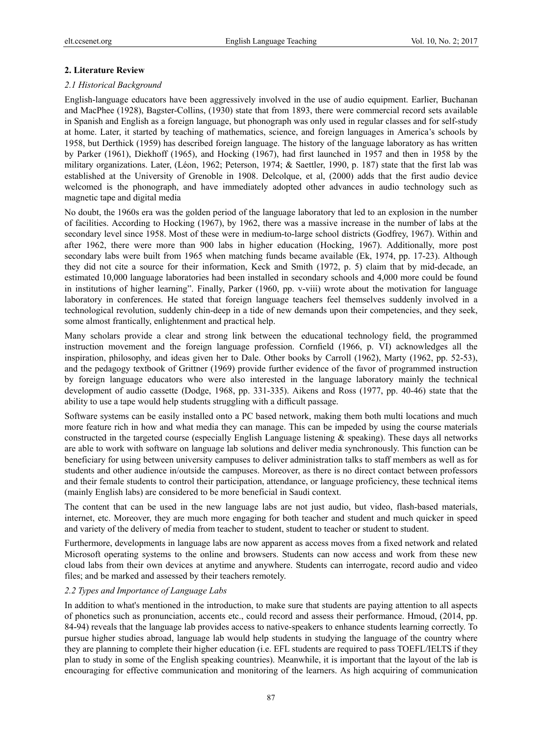## 2. Literature Review

### *2.1 Historical Background*

English-language educators have been aggressively involved in the use of audio equipment. Earlier, Buchanan and MacPhee (1928), Bagster-Collins, (1930) state that from 1893, there were commercial record sets available in Spanish and English as a foreign language, but phonograph was only used in regular classes and for self-study at home. Later, it started by teaching of mathematics, science, and foreign languages in America's schools by 1958, but Derthick (1959) has described foreign language. The history of the language laboratory as has written by Parker (1961), Diekhoff (1965), and Hocking (1967), had first launched in 1957 and then in 1958 by the military organizations. Later, (Léon, 1962; Peterson, 1974; & Saettler, 1990, p. 187) state that the first lab was established at the University of Grenoble in 1908. Delcolque, et al, (2000) adds that the first audio device welcomed is the phonograph, and have immediately adopted other advances in audio technology such as magnetic tape and digital media

No doubt, the 1960s era was the golden period of the language laboratory that led to an explosion in the number of facilities. According to Hocking (1967), by 1962, there was a massive increase in the number of labs at the secondary level since 1958. Most of these were in medium-to-large school districts (Godfrey, 1967). Within and after 1962, there were more than 900 labs in higher education (Hocking, 1967). Additionally, more post secondary labs were built from 1965 when matching funds became available (Ek, 1974, pp. 17-23). Although they did not cite a source for their information, Keck and Smith (1972, p. 5) claim that by mid-decade, an estimated 10,000 language laboratories had been installed in secondary schools and 4,000 more could be found in institutions of higher learning". Finally, Parker (1960, pp. v-viii) wrote about the motivation for language laboratory in conferences. He stated that foreign language teachers feel themselves suddenly involved in a technological revolution, suddenly chin-deep in a tide of new demands upon their competencies, and they seek, some almost frantically, enlightenment and practical help.

Many scholars provide a clear and strong link between the educational technology field, the programmed instruction movement and the foreign language profession. Cornfield (1966, p. VI) acknowledges all the inspiration, philosophy, and ideas given her to Dale. Other books by Carroll (1962), Marty (1962, pp. 52-53), and the pedagogy textbook of Grittner (1969) provide further evidence of the favor of programmed instruction by foreign language educators who were also interested in the language laboratory mainly the technical development of audio cassette (Dodge, 1968, pp. 331-335). Aikens and Ross (1977, pp. 40-46) state that the ability to use a tape would help students struggling with a difficult passage.

Software systems can be easily installed onto a PC based network, making them both multi locations and much more feature rich in how and what media they can manage. This can be impeded by using the course materials constructed in the targeted course (especially English Language listening & speaking). These days all networks are able to work with software on language lab solutions and deliver media synchronously. This function can be beneficiary for using between university campuses to deliver administration talks to staff members as well as for students and other audience in/outside the campuses. Moreover, as there is no direct contact between professors and their female students to control their participation, attendance, or language proficiency, these technical items (mainly English labs) are considered to be more beneficial in Saudi context.

The content that can be used in the new language labs are not just audio, but video, flash-based materials, internet, etc. Moreover, they are much more engaging for both teacher and student and much quicker in speed and variety of the delivery of media from teacher to student, student to teacher or student to student.

Furthermore, developments in language labs are now apparent as access moves from a fixed network and related Microsoft operating systems to the online and browsers. Students can now access and work from these new cloud labs from their own devices at anytime and anywhere. Students can interrogate, record audio and video files; and be marked and assessed by their teachers remotely.

### *2.2 Types and Importance of Language Labs*

In addition to what's mentioned in the introduction, to make sure that students are paying attention to all aspects of phonetics such as pronunciation, accents etc., could record and assess their performance. Hmoud, (2014, pp. 84-94) reveals that the language lab provides access to native-speakers to enhance students learning correctly. To pursue higher studies abroad, language lab would help students in studying the language of the country where they are planning to complete their higher education (i.e. EFL students are required to pass TOEFL/IELTS if they plan to study in some of the English speaking countries). Meanwhile, it is important that the layout of the lab is encouraging for effective communication and monitoring of the learners. As high acquiring of communication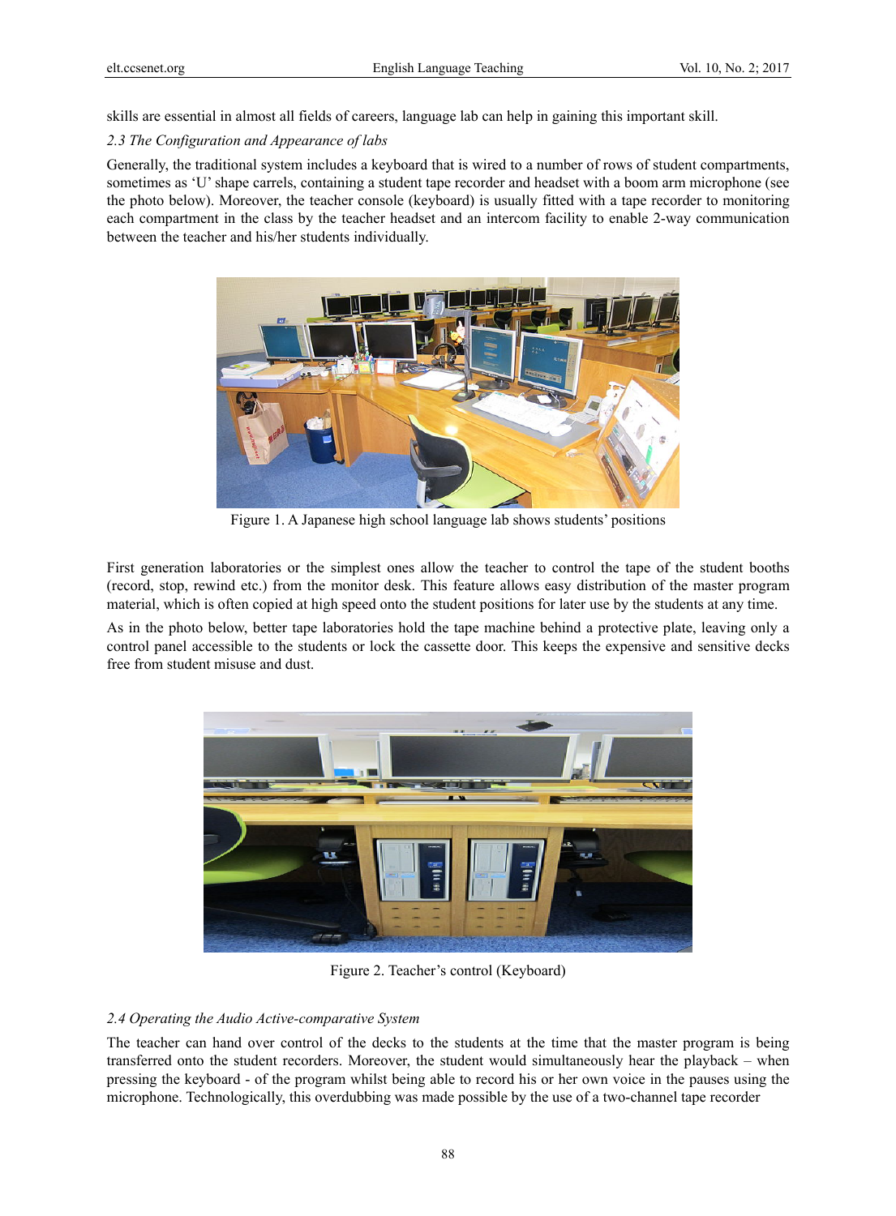skills are essential in almost all fields of careers, language lab can help in gaining this important skill.

### *2.3 The Configuration and Appearance of labs*

Generally, the traditional system includes a keyboard that is wired to a number of rows of student compartments, sometimes as 'U' shape carrels, containing a student tape recorder and headset with a boom arm microphone (see the photo below). Moreover, the teacher console (keyboard) is usually fitted with a tape recorder to monitoring each compartment in the class by the teacher headset and an intercom facility to enable 2-way communication between the teacher and his/her students individually.

Figure 1. A Japanese high school language lab shows students' positions

First generation laboratories or the simplest ones allow the teacher to control the tape of the student booths (record, stop, rewind etc.) from the monitor desk. This feature allows easy distribution of the master program material, which is often copied at high speed onto the student positions for later use by the students at any time.

As in the photo below, better tape laboratories hold the tape machine behind a protective plate, leaving only a control panel accessible to the students or lock the cassette door. This keeps the expensive and sensitive decks free from student misuse and dust.

Figure 2. Teacher's control (Keyboard)

### *2.4 Operating the Audio Active-comparative System*

The teacher can hand over control of the decks to the students at the time that the master program is being transferred onto the student recorders. Moreover, the student would simultaneously hear the playback – when pressing the keyboard - of the program whilst being able to record his or her own voice in the pauses using the microphone. Technologically, this overdubbing was made possible by the use of a two-channel tape recorder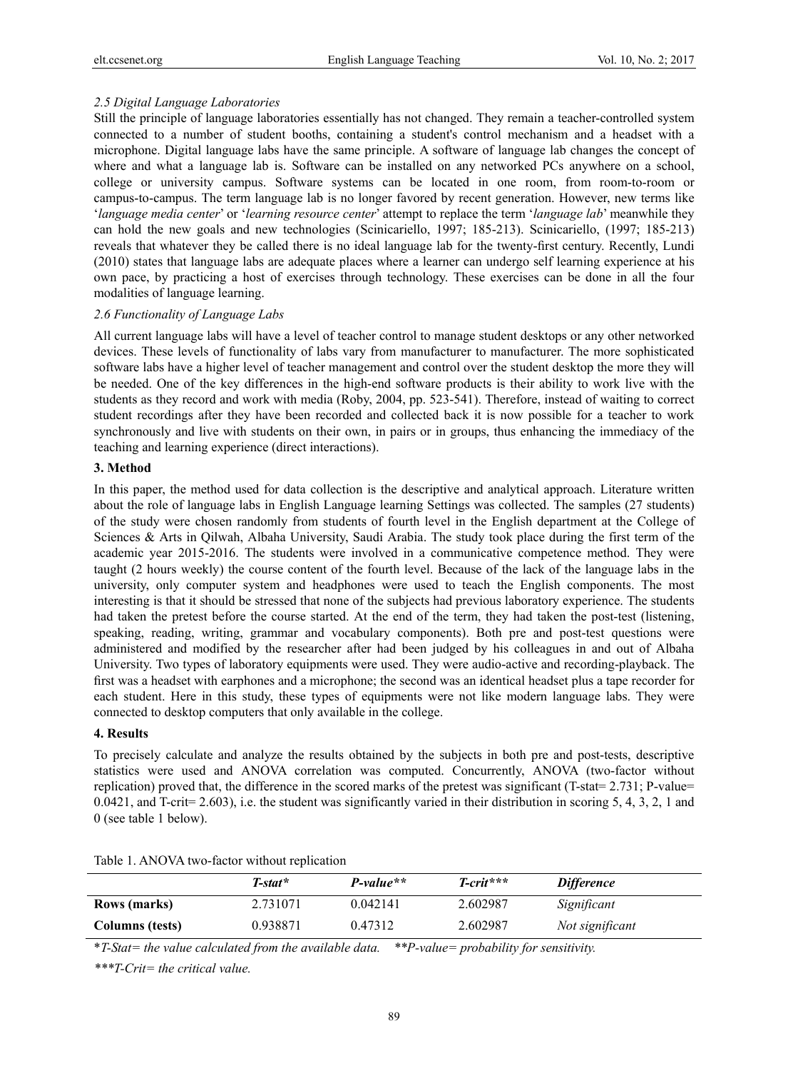### *2.5 Digital Language Laboratories*

Still the principle of language laboratories essentially has not changed. They remain a teacher-controlled system connected to a number of student booths, containing a student's control mechanism and a headset with a microphone. Digital language labs have the same principle. A software of language lab changes the concept of where and what a language lab is. Software can be installed on any networked PCs anywhere on a school, college or university campus. Software systems can be located in one room, from room-to-room or campus-to-campus. The term language lab is no longer favored by recent generation. However, new terms like '*language media center*' or '*learning resource center*' attempt to replace the term '*language lab*' meanwhile they can hold the new goals and new technologies (Scinicariello, 1997; 185-213). Scinicariello, (1997; 185-213) reveals that whatever they be called there is no ideal language lab for the twenty-first century. Recently, Lundi (2010) states that language labs are adequate places where a learner can undergo self learning experience at his own pace, by practicing a host of exercises through technology. These exercises can be done in all the four modalities of language learning.

### *2.6 Functionality of Language Labs*

All current language labs will have a level of teacher control to manage student desktops or any other networked devices. These levels of functionality of labs vary from manufacturer to manufacturer. The more sophisticated software labs have a higher level of teacher management and control over the student desktop the more they will be needed. One of the key differences in the high-end software products is their ability to work live with the students as they record and work with media (Roby, 2004, pp. 523-541). Therefore, instead of waiting to correct student recordings after they have been recorded and collected back it is now possible for a teacher to work synchronously and live with students on their own, in pairs or in groups, thus enhancing the immediacy of the teaching and learning experience (direct interactions).

## 3. Method

In this paper, the method used for data collection is the descriptive and analytical approach. Literature written about the role of language labs in English Language learning Settings was collected. The samples (27 students) of the study were chosen randomly from students of fourth level in the English department at the College of Sciences & Arts in Qilwah, Albaha University, Saudi Arabia. The study took place during the first term of the academic year 2015-2016. The students were involved in a communicative competence method. They were taught (2 hours weekly) the course content of the fourth level. Because of the lack of the language labs in the university, only computer system and headphones were used to teach the English components. The most interesting is that it should be stressed that none of the subjects had previous laboratory experience. The students had taken the pretest before the course started. At the end of the term, they had taken the post-test (listening, speaking, reading, writing, grammar and vocabulary components). Both pre and post-test questions were administered and modified by the researcher after had been judged by his colleagues in and out of Albaha University. Two types of laboratory equipments were used. They were audio-active and recording-playback. The first was a headset with earphones and a microphone; the second was an identical headset plus a tape recorder for each student. Here in this study, these types of equipments were not like modern language labs. They were connected to desktop computers that only available in the college.

## 4. Results

To precisely calculate and analyze the results obtained by the subjects in both pre and post-tests, descriptive statistics were used and ANOVA correlation was computed. Concurrently, ANOVA (two-factor without replication) proved that, the difference in the scored marks of the pretest was significant (T-stat= 2.731; P-value= 0.0421, and T-crit= 2.603), i.e. the student was significantly varied in their distribution in scoring 5, 4, 3, 2, 1 and 0 (see table 1 below).

Table 1. ANOVA two-factor without replication

| | *T-stat** | *P-value*** | *T-crit**** | *Difference* |
|---|---|---|---|---|
| **Rows (marks)** | 2.731071 | 0.042141 | 2.602987 | *Significant* |
| **Columns (tests)** | 0.938871 | 0.47312 | 2.602987 | *Not significant* |

**T-Stat= the value calculated from the available data.* ***P-value= probability for sensitivity.*

****T-Crit= the critical value.*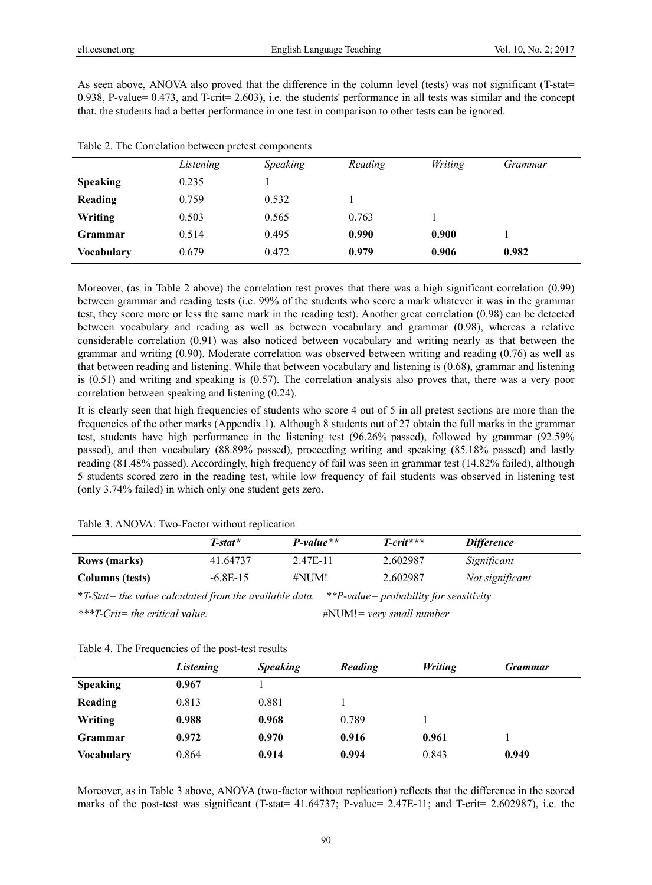As seen above, ANOVA also proved that the difference in the column level (tests) was not significant (T-stat= 0.938, P-value= 0.473, and T-crit= 2.603), i.e. the students' performance in all tests was similar and the concept that, the students had a better performance in one test in comparison to other tests can be ignored.

Table 2. The Correlation between pretest components

| | *Listening* | *Speaking* | *Reading* | *Writing* | *Grammar* |
|---|---|---|---|---|---|
| **Speaking** | 0.235 | 1 | | | |
| **Reading** | 0.759 | 0.532 | 1 | | |
| **Writing** | 0.503 | 0.565 | 0.763 | 1 | |
| **Grammar** | 0.514 | 0.495 | **0.990** | **0.900** | 1 |
| **Vocabulary** | 0.679 | 0.472 | **0.979** | **0.906** | **0.982** |

Moreover, (as in Table 2 above) the correlation test proves that there was a high significant correlation (0.99) between grammar and reading tests (i.e. 99% of the students who score a mark whatever it was in the grammar test, they score more or less the same mark in the reading test). Another great correlation (0.98) can be detected between vocabulary and reading as well as between vocabulary and grammar (0.98), whereas a relative considerable correlation (0.91) was also noticed between vocabulary and writing nearly as that between the grammar and writing (0.90). Moderate correlation was observed between writing and reading (0.76) as well as that between reading and listening. While that between vocabulary and listening is (0.68), grammar and listening is (0.51) and writing and speaking is (0.57). The correlation analysis also proves that, there was a very poor correlation between speaking and listening (0.24).

It is clearly seen that high frequencies of students who score 4 out of 5 in all pretest sections are more than the frequencies of the other marks (Appendix 1). Although 8 students out of 27 obtain the full marks in the grammar test, students have high performance in the listening test (96.26% passed), followed by grammar (92.59% passed), and then vocabulary (88.89% passed), proceeding writing and speaking (85.18% passed) and lastly reading (81.48% passed). Accordingly, high frequency of fail was seen in grammar test (14.82% failed), although 5 students scored zero in the reading test, while low frequency of fail students was observed in listening test (only 3.74% failed) in which only one student gets zero.

Table 3. ANOVA: Two-Factor without replication

| | *T-stat\** | *P-value\*\** | *T-crit\*\*\** | *Difference* |
|---|---|---|---|---|
| **Rows (marks)** | 41.64737 | 2.47E-11 | 2.602987 | *Significant* |
| **Columns (tests)** | -6.8E-15 | #NUM! | 2.602987 | *Not significant* |

*\*T-Stat= the value calculated from the available data.* *\*\*P-value= probability for sensitivity*

*\*\*\*T-Crit= the critical value.* #NUM!*= very small number*

Table 4. The Frequencies of the post-test results

| | ***Listening*** | ***Speaking*** | ***Reading*** | ***Writing*** | ***Grammar*** |
|---|---|---|---|---|---|
| **Speaking** | **0.967** | 1 | | | |
| **Reading** | 0.813 | 0.881 | 1 | | |
| **Writing** | **0.988** | **0.968** | 0.789 | 1 | |
| **Grammar** | **0.972** | **0.970** | **0.916** | **0.961** | 1 |
| **Vocabulary** | 0.864 | **0.914** | **0.994** | 0.843 | **0.949** |

Moreover, as in Table 3 above, ANOVA (two-factor without replication) reflects that the difference in the scored marks of the post-test was significant (T-stat= 41.64737; P-value= 2.47E-11; and T-crit= 2.602987), i.e. the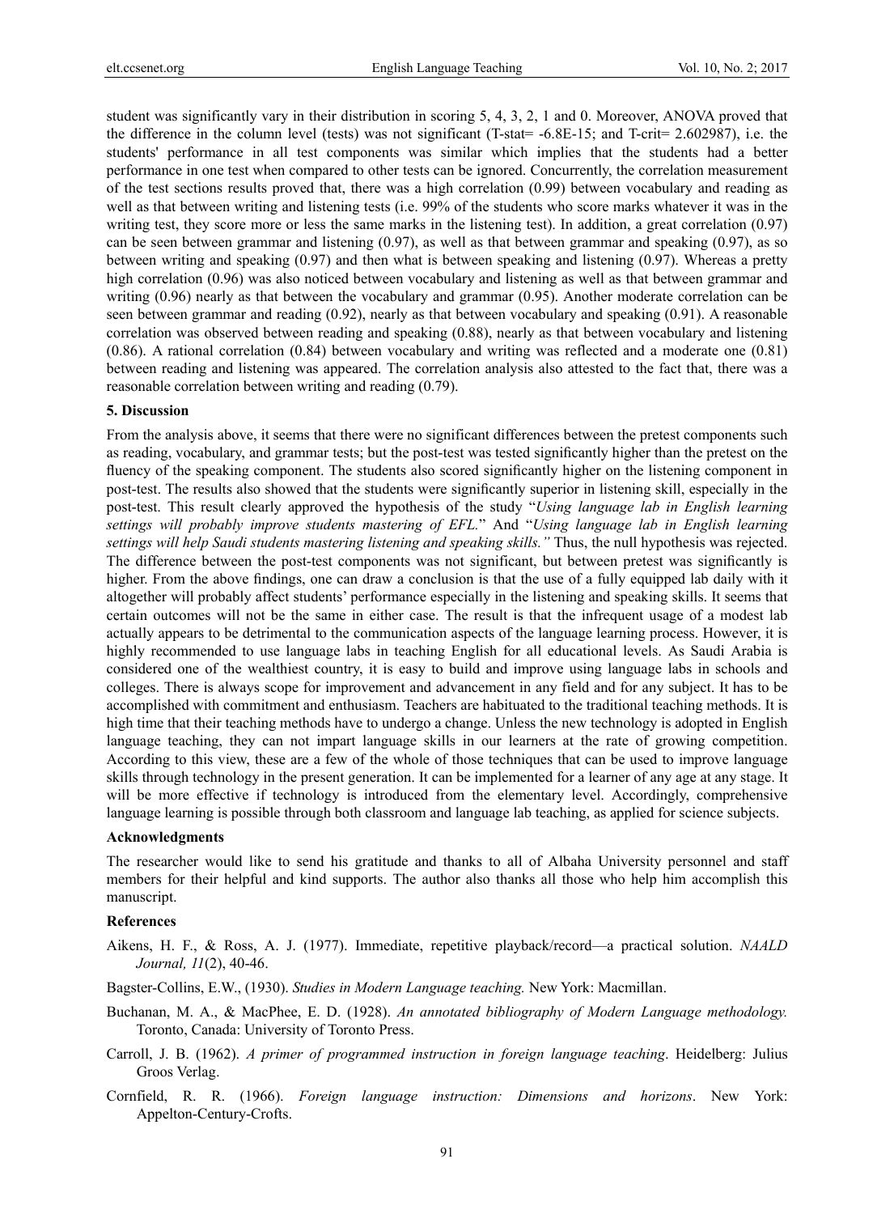student was significantly vary in their distribution in scoring 5, 4, 3, 2, 1 and 0. Moreover, ANOVA proved that the difference in the column level (tests) was not significant (T-stat= -6.8E-15; and T-crit= 2.602987), i.e. the students' performance in all test components was similar which implies that the students had a better performance in one test when compared to other tests can be ignored. Concurrently, the correlation measurement of the test sections results proved that, there was a high correlation (0.99) between vocabulary and reading as well as that between writing and listening tests (i.e. 99% of the students who score marks whatever it was in the writing test, they score more or less the same marks in the listening test). In addition, a great correlation (0.97) can be seen between grammar and listening (0.97), as well as that between grammar and speaking (0.97), as so between writing and speaking (0.97) and then what is between speaking and listening (0.97). Whereas a pretty high correlation (0.96) was also noticed between vocabulary and listening as well as that between grammar and writing (0.96) nearly as that between the vocabulary and grammar (0.95). Another moderate correlation can be seen between grammar and reading (0.92), nearly as that between vocabulary and speaking (0.91). A reasonable correlation was observed between reading and speaking (0.88), nearly as that between vocabulary and listening (0.86). A rational correlation (0.84) between vocabulary and writing was reflected and a moderate one (0.81) between reading and listening was appeared. The correlation analysis also attested to the fact that, there was a reasonable correlation between writing and reading (0.79).

## 5. Discussion

From the analysis above, it seems that there were no significant differences between the pretest components such as reading, vocabulary, and grammar tests; but the post-test was tested significantly higher than the pretest on the fluency of the speaking component. The students also scored significantly higher on the listening component in post-test. The results also showed that the students were significantly superior in listening skill, especially in the post-test. This result clearly approved the hypothesis of the study "*Using language lab in English learning settings will probably improve students mastering of EFL.*" And "*Using language lab in English learning settings will help Saudi students mastering listening and speaking skills."* Thus, the null hypothesis was rejected. The difference between the post-test components was not significant, but between pretest was significantly is higher. From the above findings, one can draw a conclusion is that the use of a fully equipped lab daily with it altogether will probably affect students' performance especially in the listening and speaking skills. It seems that certain outcomes will not be the same in either case. The result is that the infrequent usage of a modest lab actually appears to be detrimental to the communication aspects of the language learning process. However, it is highly recommended to use language labs in teaching English for all educational levels. As Saudi Arabia is considered one of the wealthiest country, it is easy to build and improve using language labs in schools and colleges. There is always scope for improvement and advancement in any field and for any subject. It has to be accomplished with commitment and enthusiasm. Teachers are habituated to the traditional teaching methods. It is high time that their teaching methods have to undergo a change. Unless the new technology is adopted in English language teaching, they can not impart language skills in our learners at the rate of growing competition. According to this view, these are a few of the whole of those techniques that can be used to improve language skills through technology in the present generation. It can be implemented for a learner of any age at any stage. It will be more effective if technology is introduced from the elementary level. Accordingly, comprehensive language learning is possible through both classroom and language lab teaching, as applied for science subjects.

## Acknowledgments

The researcher would like to send his gratitude and thanks to all of Albaha University personnel and staff members for their helpful and kind supports. The author also thanks all those who help him accomplish this manuscript.

## References

Aikens, H. F., & Ross, A. J. (1977). Immediate, repetitive playback/record—a practical solution. *NAALD Journal, 11*(2), 40-46.

Bagster-Collins, E.W., (1930). *Studies in Modern Language teaching.* New York: Macmillan.

Buchanan, M. A., & MacPhee, E. D. (1928). *An annotated bibliography of Modern Language methodology.* Toronto, Canada: University of Toronto Press.

Carroll, J. B. (1962). *A primer of programmed instruction in foreign language teaching*. Heidelberg: Julius Groos Verlag.

Cornfield, R. R. (1966). *Foreign language instruction: Dimensions and horizons*. New York: Appelton-Century-Crofts.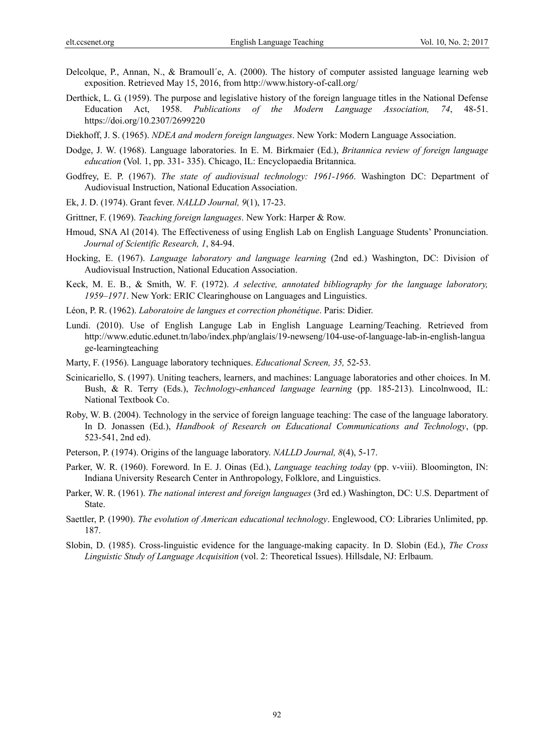Delcolque, P., Annan, N., & Bramoull´e, A. (2000). The history of computer assisted language learning web exposition. Retrieved May 15, 2016, from http://www.history-of-call.org/

Derthick, L. G. (1959). The purpose and legislative history of the foreign language titles in the National Defense Education Act, 1958. *Publications of the Modern Language Association, 74*, 48-51. https://doi.org/10.2307/2699220

Diekhoff, J. S. (1965). *NDEA and modern foreign languages*. New York: Modern Language Association.

Dodge, J. W. (1968). Language laboratories. In E. M. Birkmaier (Ed.), *Britannica review of foreign language education* (Vol. 1, pp. 331- 335). Chicago, IL: Encyclopaedia Britannica.

Godfrey, E. P. (1967). *The state of audiovisual technology: 1961-1966*. Washington DC: Department of Audiovisual Instruction, National Education Association.

Ek, J. D. (1974). Grant fever. *NALLD Journal, 9*(1), 17-23.

Grittner, F. (1969). *Teaching foreign languages*. New York: Harper & Row.

Hmoud, SNA Al (2014). The Effectiveness of using English Lab on English Language Students' Pronunciation. *Journal of Scientific Research, 1*, 84-94.

Hocking, E. (1967). *Language laboratory and language learning* (2nd ed.) Washington, DC: Division of Audiovisual Instruction, National Education Association.

Keck, M. E. B., & Smith, W. F. (1972). *A selective, annotated bibliography for the language laboratory, 1959–1971*. New York: ERIC Clearinghouse on Languages and Linguistics.

Léon, P. R. (1962). *Laboratoire de langues et correction phonétique*. Paris: Didier.

Lundi. (2010). Use of English Languge Lab in English Language Learning/Teaching. Retrieved from http://www.edutic.edunet.tn/labo/index.php/anglais/19-newseng/104-use-of-language-lab-in-english-language-learningteaching

Marty, F. (1956). Language laboratory techniques. *Educational Screen, 35,* 52-53.

Scinicariello, S. (1997). Uniting teachers, learners, and machines: Language laboratories and other choices. In M. Bush, & R. Terry (Eds.), *Technology-enhanced language learning* (pp. 185-213). Lincolnwood, IL: National Textbook Co.

Roby, W. B. (2004). Technology in the service of foreign language teaching: The case of the language laboratory. In D. Jonassen (Ed.), *Handbook of Research on Educational Communications and Technology*, (pp. 523-541, 2nd ed).

Peterson, P. (1974). Origins of the language laboratory. *NALLD Journal, 8*(4), 5-17.

Parker, W. R. (1960). Foreword. In E. J. Oinas (Ed.), *Language teaching today* (pp. v-viii). Bloomington, IN: Indiana University Research Center in Anthropology, Folklore, and Linguistics.

Parker, W. R. (1961). *The national interest and foreign languages* (3rd ed.) Washington, DC: U.S. Department of State.

Saettler, P. (1990). *The evolution of American educational technology*. Englewood, CO: Libraries Unlimited, pp. 187.

Slobin, D. (1985). Cross-linguistic evidence for the language-making capacity. In D. Slobin (Ed.), *The Cross Linguistic Study of Language Acquisition* (vol. 2: Theoretical Issues). Hillsdale, NJ: Erlbaum.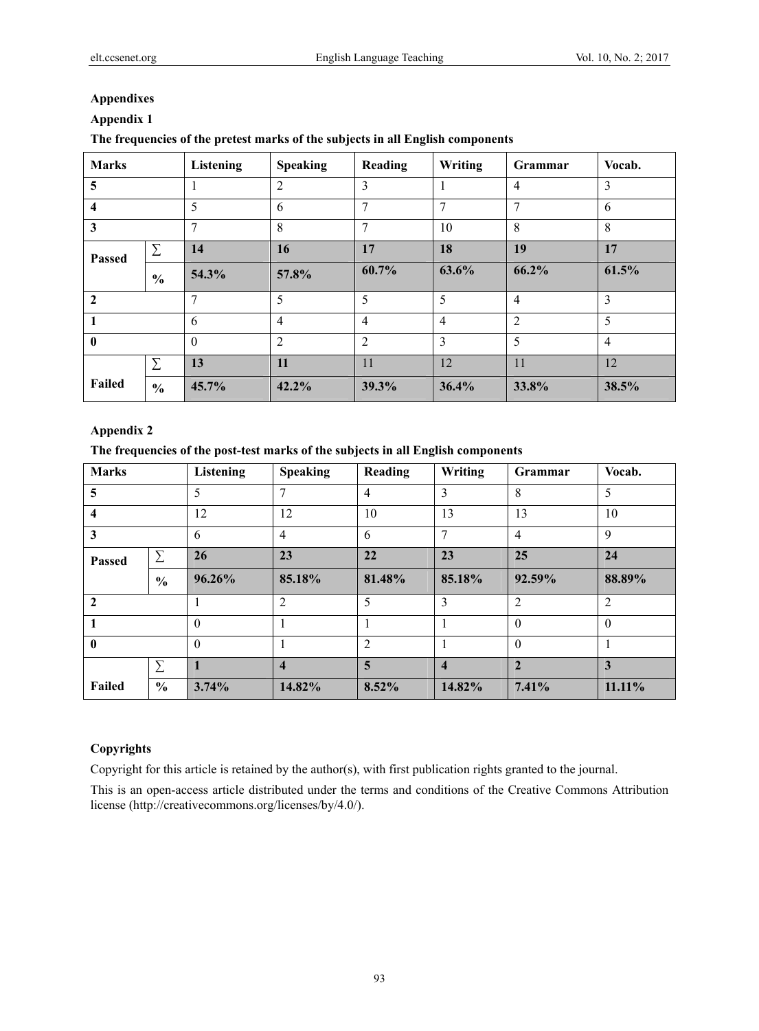## Appendixes

### Appendix 1

**The frequencies of the pretest marks of the subjects in all English components**

| Marks | | Listening | Speaking | Reading | Writing | Grammar | Vocab. |
|---|---|---|---|---|---|---|---|
| **5** | | 1 | 2 | 3 | 1 | 4 | 3 |
| **4** | | 5 | 6 | 7 | 7 | 7 | 6 |
| **3** | | 7 | 8 | 7 | 10 | 8 | 8 |
| **Passed** | ∑ | **14** | **16** | **17** | **18** | **19** | **17** |
| | **%** | **54.3%** | **57.8%** | **60.7%** | **63.6%** | **66.2%** | **61.5%** |
| **2** | | 7 | 5 | 5 | 5 | 4 | 3 |
| **1** | | 6 | 4 | 4 | 4 | 2 | 5 |
| **0** | | 0 | 2 | 2 | 3 | 5 | 4 |
| **Failed** | ∑ | **13** | **11** | 11 | 12 | 11 | 12 |
| | **%** | **45.7%** | **42.2%** | **39.3%** | **36.4%** | **33.8%** | **38.5%** |

### Appendix 2

**The frequencies of the post-test marks of the subjects in all English components**

| Marks | | Listening | Speaking | Reading | Writing | Grammar | Vocab. |
|---|---|---|---|---|---|---|---|
| **5** | | 5 | 7 | 4 | 3 | 8 | 5 |
| **4** | | 12 | 12 | 10 | 13 | 13 | 10 |
| **3** | | 6 | 4 | 6 | 7 | 4 | 9 |
| **Passed** | ∑ | **26** | **23** | **22** | **23** | **25** | **24** |
| | **%** | **96.26%** | **85.18%** | **81.48%** | **85.18%** | **92.59%** | **88.89%** |
| **2** | | 1 | 2 | 5 | 3 | 2 | 2 |
| **1** | | 0 | 1 | 1 | 1 | 0 | 0 |
| **0** | | 0 | 1 | 2 | 1 | 0 | 1 |
| **Failed** | ∑ | **1** | **4** | **5** | **4** | **2** | **3** |
| | **%** | **3.74%** | **14.82%** | **8.52%** | **14.82%** | **7.41%** | **11.11%** |

## Copyrights

Copyright for this article is retained by the author(s), with first publication rights granted to the journal.

This is an open-access article distributed under the terms and conditions of the Creative Commons Attribution license (http://creativecommons.org/licenses/by/4.0/).